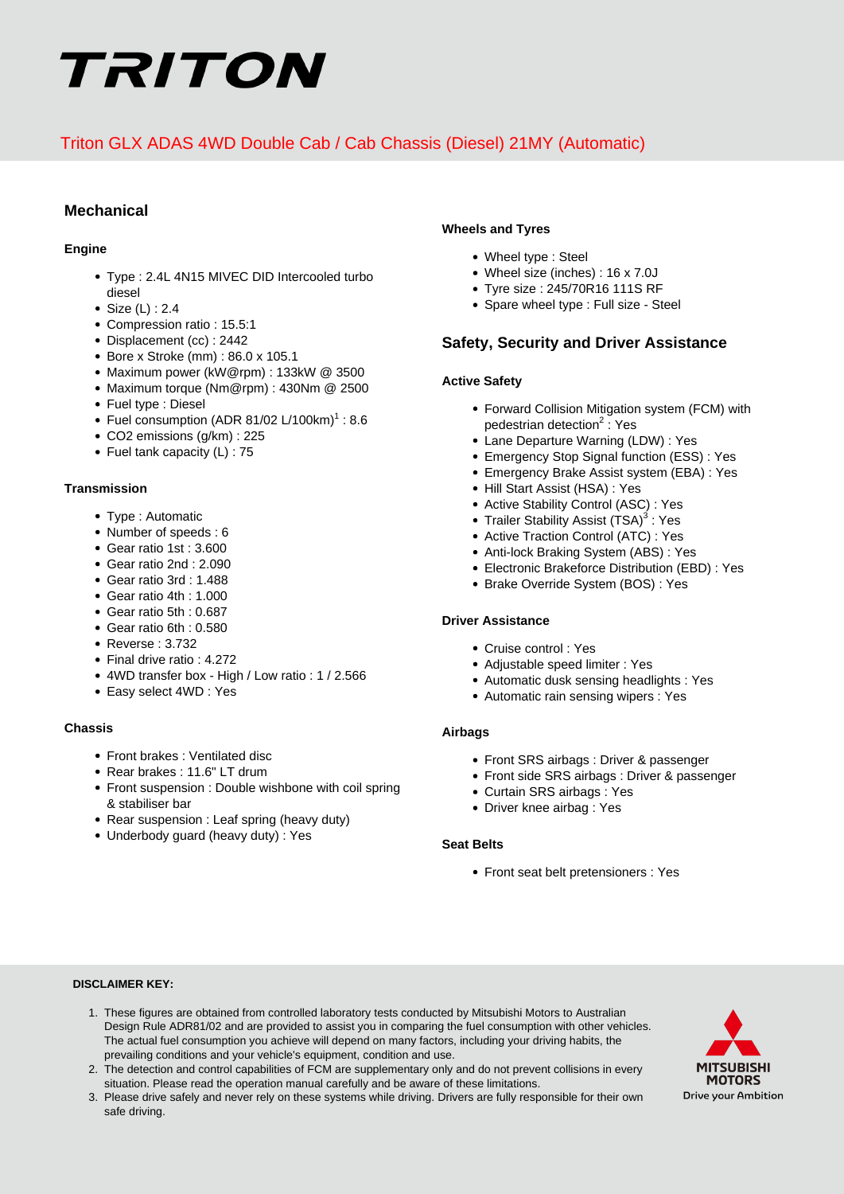# TRITON

## Triton GLX ADAS 4WD Double Cab / Cab Chassis (Diesel) 21MY (Automatic)

## Mechanical

### Engine

- Type : 2.4L 4N15 MIVEC DID Intercooled turbo diesel
- Size (L) : 2.4
- Compression ratio : 15.5:1
- Displacement (cc) : 2442
- Bore x Stroke (mm) : 86.0 x 105.1
- Maximum power (kW@rpm) : 133kW @ 3500
- Maximum torque (Nm@rpm) : 430Nm @ 2500
- Fuel type : Diesel
- Fuel consumption (ADR 81/02 L/100km)[1] : 8.6
- CO2 emissions (g/km) : 225
- Fuel tank capacity (L) : 75

### Transmission

- Type : Automatic
- Number of speeds : 6
- Gear ratio 1st : 3.600
- Gear ratio 2nd : 2.090
- Gear ratio 3rd : 1.488
- Gear ratio 4th : 1.000
- Gear ratio 5th : 0.687
- Gear ratio 6th : 0.580
- Reverse : 3.732
- Final drive ratio : 4.272
- 4WD transfer box - High / Low ratio : 1 / 2.566
- Easy select 4WD : Yes

### Chassis

- Front brakes : Ventilated disc
- Rear brakes : 11.6" LT drum
- Front suspension : Double wishbone with coil spring & stabiliser bar
- Rear suspension : Leaf spring (heavy duty)
- Underbody guard (heavy duty) : Yes

### Wheels and Tyres

- Wheel type : Steel
- Wheel size (inches) : 16 x 7.0J
- Tyre size : 245/70R16 111S RF
- Spare wheel type : Full size - Steel

## Safety, Security and Driver Assistance

### Active Safety

- Forward Collision Mitigation system (FCM) with pedestrian detection[2] : Yes
- Lane Departure Warning (LDW) : Yes
- Emergency Stop Signal function (ESS) : Yes
- Emergency Brake Assist system (EBA) : Yes
- Hill Start Assist (HSA) : Yes
- Active Stability Control (ASC) : Yes
- Trailer Stability Assist (TSA)[3] : Yes
- Active Traction Control (ATC) : Yes
- Anti-lock Braking System (ABS) : Yes
- Electronic Brakeforce Distribution (EBD) : Yes
- Brake Override System (BOS) : Yes

### Driver Assistance

- Cruise control : Yes
- Adjustable speed limiter : Yes
- Automatic dusk sensing headlights : Yes
- Automatic rain sensing wipers : Yes

### Airbags

- Front SRS airbags : Driver & passenger
- Front side SRS airbags : Driver & passenger
- Curtain SRS airbags : Yes
- Driver knee airbag : Yes

### Seat Belts

- Front seat belt pretensioners : Yes

**DISCLAIMER KEY:**

1. These figures are obtained from controlled laboratory tests conducted by Mitsubishi Motors to Australian Design Rule ADR81/02 and are provided to assist you in comparing the fuel consumption with other vehicles. The actual fuel consumption you achieve will depend on many factors, including your driving habits, the prevailing conditions and your vehicle's equipment, condition and use.
2. The detection and control capabilities of FCM are supplementary only and do not prevent collisions in every situation. Please read the operation manual carefully and be aware of these limitations.
3. Please drive safely and never rely on these systems while driving. Drivers are fully responsible for their own safe driving.

MITSUBISHI MOTORS
Drive your Ambition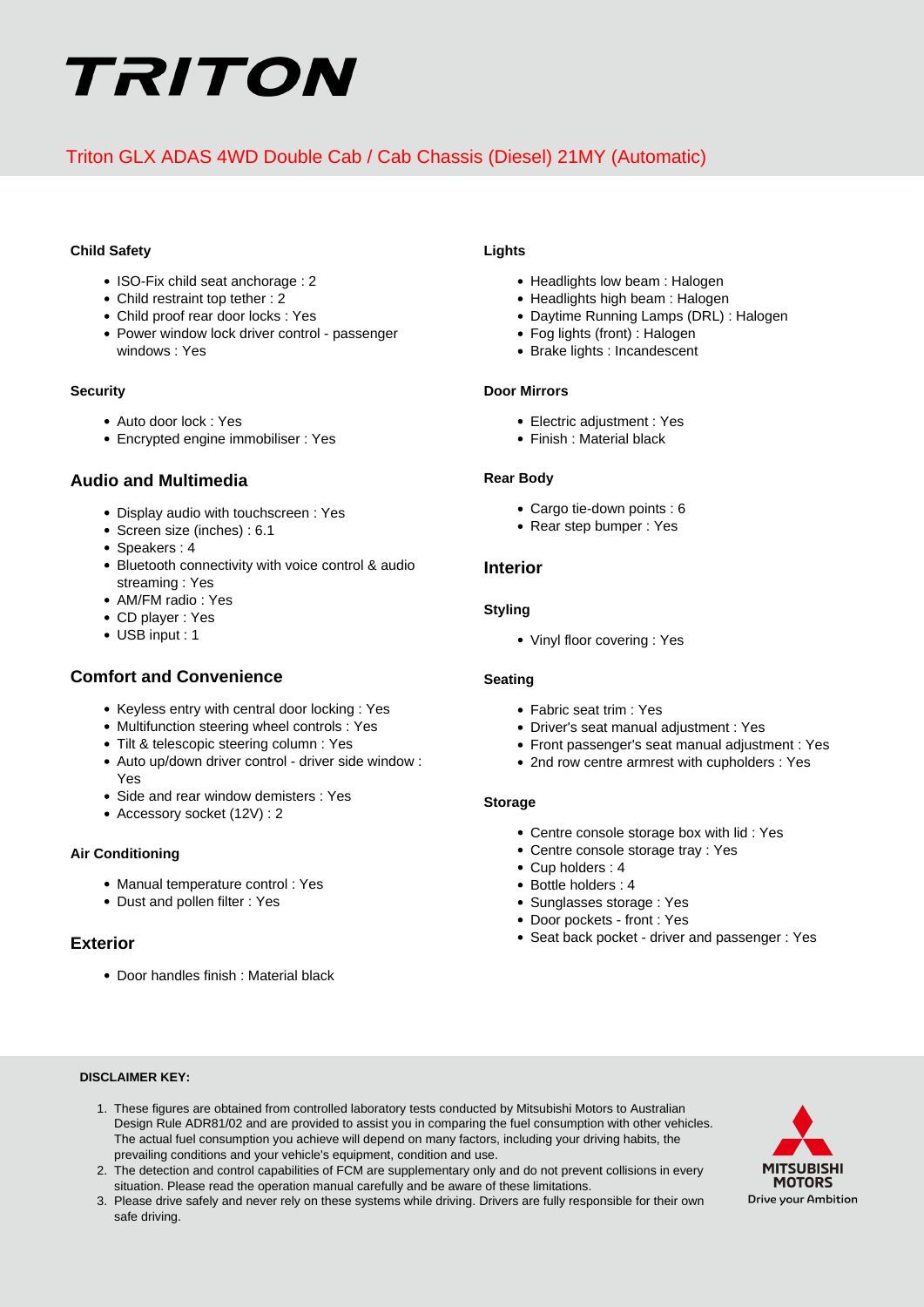# TRITON

## Triton GLX ADAS 4WD Double Cab / Cab Chassis (Diesel) 21MY (Automatic)

#### Child Safety

- ISO-Fix child seat anchorage : 2
- Child restraint top tether : 2
- Child proof rear door locks : Yes
- Power window lock driver control - passenger windows : Yes

#### Security

- Auto door lock : Yes
- Encrypted engine immobiliser : Yes

### Audio and Multimedia

- Display audio with touchscreen : Yes
- Screen size (inches) : 6.1
- Speakers : 4
- Bluetooth connectivity with voice control & audio streaming : Yes
- AM/FM radio : Yes
- CD player : Yes
- USB input : 1

### Comfort and Convenience

- Keyless entry with central door locking : Yes
- Multifunction steering wheel controls : Yes
- Tilt & telescopic steering column : Yes
- Auto up/down driver control - driver side window : Yes
- Side and rear window demisters : Yes
- Accessory socket (12V) : 2

#### Air Conditioning

- Manual temperature control : Yes
- Dust and pollen filter : Yes

### Exterior

- Door handles finish : Material black

#### Lights

- Headlights low beam : Halogen
- Headlights high beam : Halogen
- Daytime Running Lamps (DRL) : Halogen
- Fog lights (front) : Halogen
- Brake lights : Incandescent

#### Door Mirrors

- Electric adjustment : Yes
- Finish : Material black

#### Rear Body

- Cargo tie-down points : 6
- Rear step bumper : Yes

### Interior

#### Styling

- Vinyl floor covering : Yes

#### Seating

- Fabric seat trim : Yes
- Driver's seat manual adjustment : Yes
- Front passenger's seat manual adjustment : Yes
- 2nd row centre armrest with cupholders : Yes

#### Storage

- Centre console storage box with lid : Yes
- Centre console storage tray : Yes
- Cup holders : 4
- Bottle holders : 4
- Sunglasses storage : Yes
- Door pockets - front : Yes
- Seat back pocket - driver and passenger : Yes

**DISCLAIMER KEY:**

1. These figures are obtained from controlled laboratory tests conducted by Mitsubishi Motors to Australian Design Rule ADR81/02 and are provided to assist you in comparing the fuel consumption with other vehicles. The actual fuel consumption you achieve will depend on many factors, including your driving habits, the prevailing conditions and your vehicle's equipment, condition and use.
2. The detection and control capabilities of FCM are supplementary only and do not prevent collisions in every situation. Please read the operation manual carefully and be aware of these limitations.
3. Please drive safely and never rely on these systems while driving. Drivers are fully responsible for their own safe driving.

MITSUBISHI MOTORS
Drive your Ambition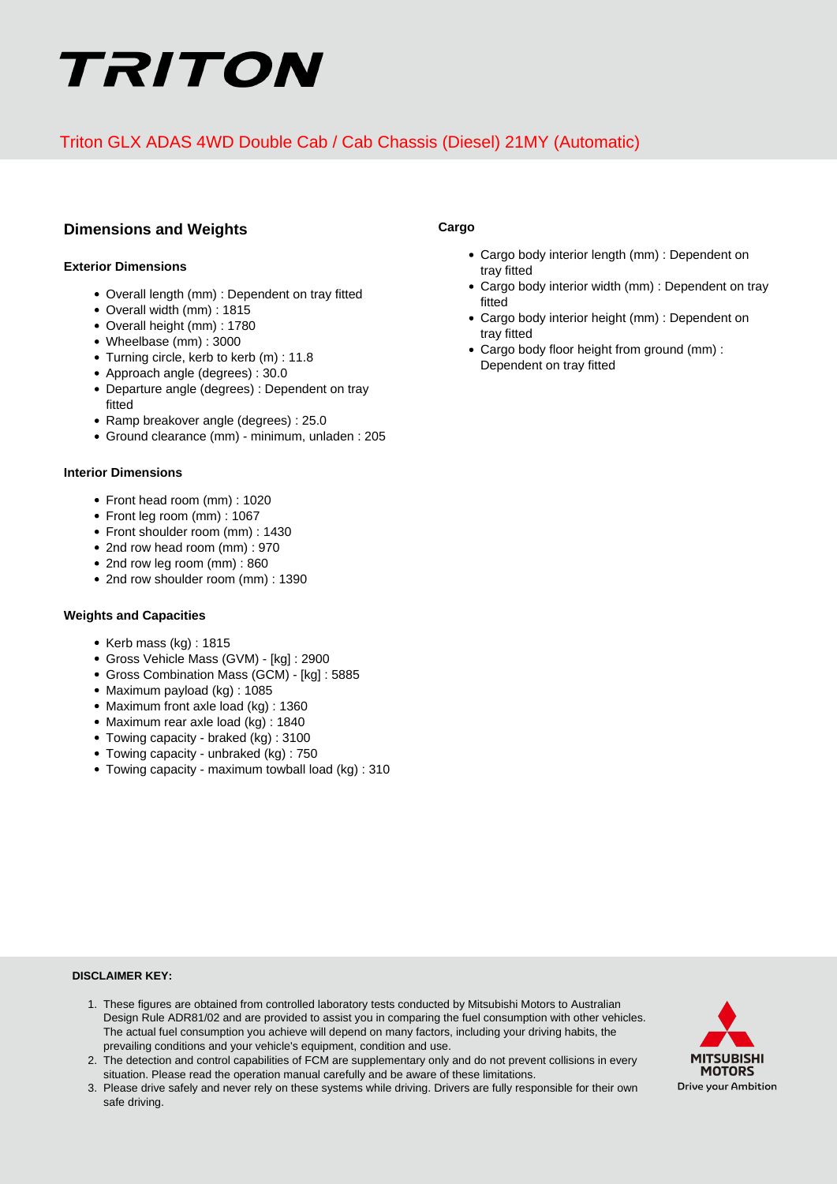# TRITON

Triton GLX ADAS 4WD Double Cab / Cab Chassis (Diesel) 21MY (Automatic)

## Dimensions and Weights

### Exterior Dimensions

- Overall length (mm) : Dependent on tray fitted
- Overall width (mm) : 1815
- Overall height (mm) : 1780
- Wheelbase (mm) : 3000
- Turning circle, kerb to kerb (m) : 11.8
- Approach angle (degrees) : 30.0
- Departure angle (degrees) : Dependent on tray fitted
- Ramp breakover angle (degrees) : 25.0
- Ground clearance (mm) - minimum, unladen : 205

### Interior Dimensions

- Front head room (mm) : 1020
- Front leg room (mm) : 1067
- Front shoulder room (mm) : 1430
- 2nd row head room (mm) : 970
- 2nd row leg room (mm) : 860
- 2nd row shoulder room (mm) : 1390

### Weights and Capacities

- Kerb mass (kg) : 1815
- Gross Vehicle Mass (GVM) - [kg] : 2900
- Gross Combination Mass (GCM) - [kg] : 5885
- Maximum payload (kg) : 1085
- Maximum front axle load (kg) : 1360
- Maximum rear axle load (kg) : 1840
- Towing capacity - braked (kg) : 3100
- Towing capacity - unbraked (kg) : 750
- Towing capacity - maximum towball load (kg) : 310

### Cargo

- Cargo body interior length (mm) : Dependent on tray fitted
- Cargo body interior width (mm) : Dependent on tray fitted
- Cargo body interior height (mm) : Dependent on tray fitted
- Cargo body floor height from ground (mm) : Dependent on tray fitted

**DISCLAIMER KEY:**

1. These figures are obtained from controlled laboratory tests conducted by Mitsubishi Motors to Australian Design Rule ADR81/02 and are provided to assist you in comparing the fuel consumption with other vehicles. The actual fuel consumption you achieve will depend on many factors, including your driving habits, the prevailing conditions and your vehicle's equipment, condition and use.
2. The detection and control capabilities of FCM are supplementary only and do not prevent collisions in every situation. Please read the operation manual carefully and be aware of these limitations.
3. Please drive safely and never rely on these systems while driving. Drivers are fully responsible for their own safe driving.

MITSUBISHI MOTORS
Drive your Ambition